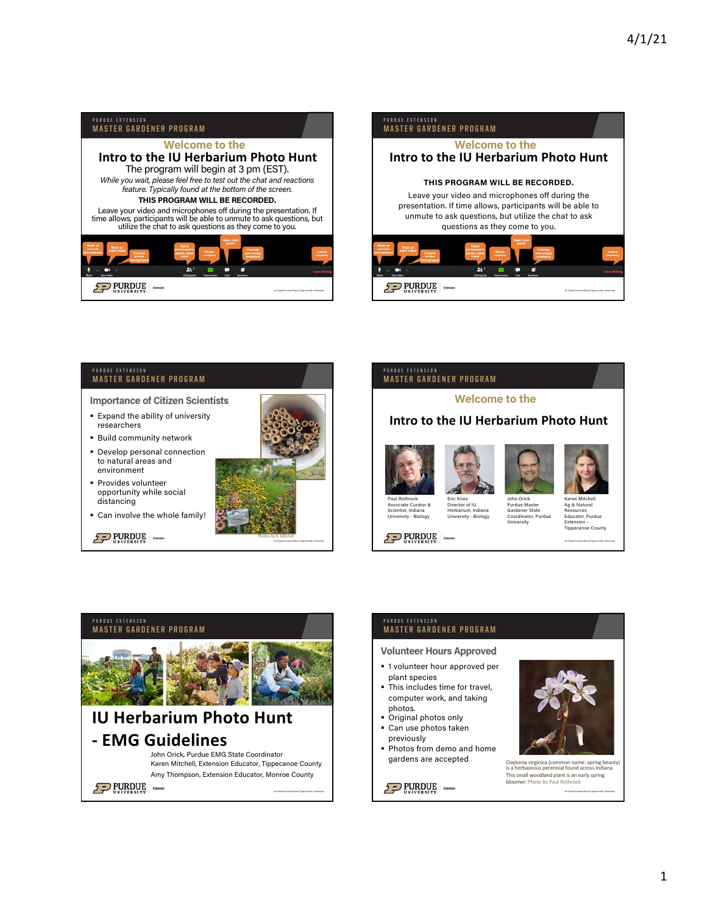4/1/21

PURDUE EXTENSION
MASTER GARDENER PROGRAM

## Welcome to the
## Intro to the IU Herbarium Photo Hunt

The program will begin at 3 pm (EST).

*While you wait, please feel free to test out the chat and reactions feature. Typically found at the bottom of the screen.*

**THIS PROGRAM WILL BE RECORDED.**

Leave your video and microphones off during the presentation. If time allows, participants will be able to unmute to ask questions, but utilize the chat to ask questions as they come to you.

Mute or unmute microphone | Stop or start video | Choose virtual background | Open participants panel, raise hand | Share content | Open chat panel | Provide non-verbal feedback | Leave meeting

PURDUE UNIVERSITY Extension

---

PURDUE EXTENSION
MASTER GARDENER PROGRAM

## Welcome to the
## Intro to the IU Herbarium Photo Hunt

**THIS PROGRAM WILL BE RECORDED.**

Leave your video and microphones off during the presentation. If time allows, participants will be able to unmute to ask questions, but utilize the chat to ask questions as they come to you.

Mute or unmute microphone | Stop or start video | Choose virtual background | Open participants panel, raise hand | Share content | Open chat panel | Provide non-verbal feedback | Leave meeting

PURDUE UNIVERSITY Extension

---

PURDUE EXTENSION
MASTER GARDENER PROGRAM

### Importance of Citizen Scientists

- Expand the ability of university researchers
- Build community network
- Develop personal connection to natural areas and environment
- Provides volunteer opportunity while social distancing
- Can involve the whole family!

Photos by K. Mitchell

PURDUE UNIVERSITY Extension

---

PURDUE EXTENSION
MASTER GARDENER PROGRAM

## Welcome to the
## Intro to the IU Herbarium Photo Hunt

Paul Rothrock, Associate Curator & Scientist, Indiana University - Biology

Eric Knox, Director of IU Herbarium, Indiana University - Biology

John Orick, Purdue Master Gardener State Coordinator, Purdue University

Karen Mitchell, Ag & Natural Resources Educator, Purdue Extension – Tippecanoe County

PURDUE UNIVERSITY Extension

---

PURDUE EXTENSION
MASTER GARDENER PROGRAM

## IU Herbarium Photo Hunt - EMG Guidelines

John Orick, Purdue EMG State Coordinator
Karen Mitchell, Extension Educator, Tippecanoe County
Amy Thompson, Extension Educator, Monroe County

PURDUE UNIVERSITY Extension

---

PURDUE EXTENSION
MASTER GARDENER PROGRAM

### Volunteer Hours Approved

- 1 volunteer hour approved per plant species
- This includes time for travel, computer work, and taking photos.
- Original photos only
- Can use photos taken previously
- Photos from demo and home gardens are accepted

Claytonia virginica (common name: spring beauty) is a herbaceous perennial found across Indiana. This small woodland plant is an early spring bloomer. Photo by Paul Rothrock

PURDUE UNIVERSITY Extension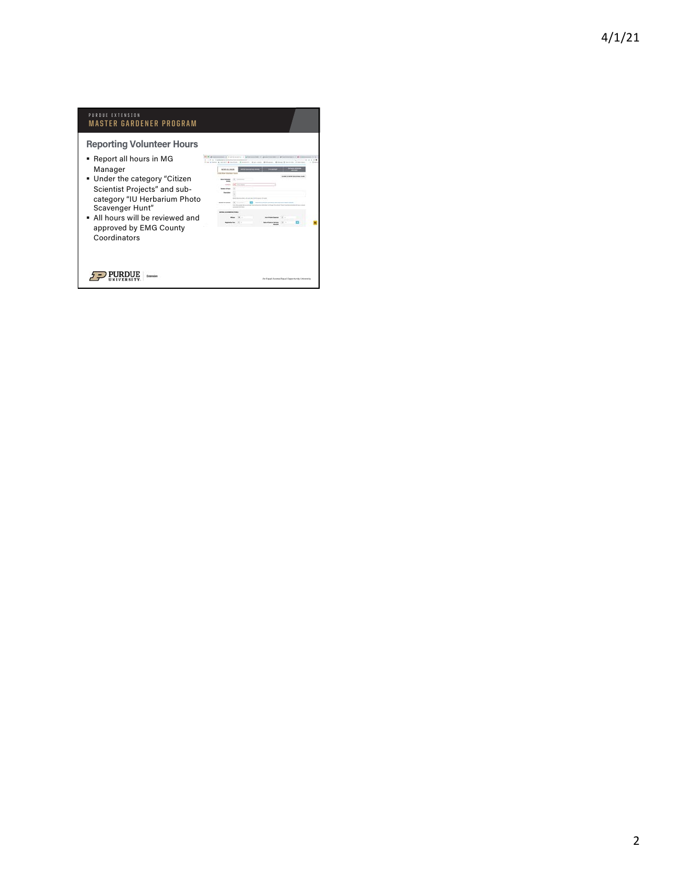PURDUE EXTENSION
MASTER GARDENER PROGRAM

## Reporting Volunteer Hours

- Report all hours in MG Manager
- Under the category "Citizen Scientist Projects" and sub-category "IU Herbarium Photo Scavenger Hunt"
- All hours will be reviewed and approved by EMG County Coordinators

PURDUE UNIVERSITY | Extension

An Equal Access/Equal Opportunity University